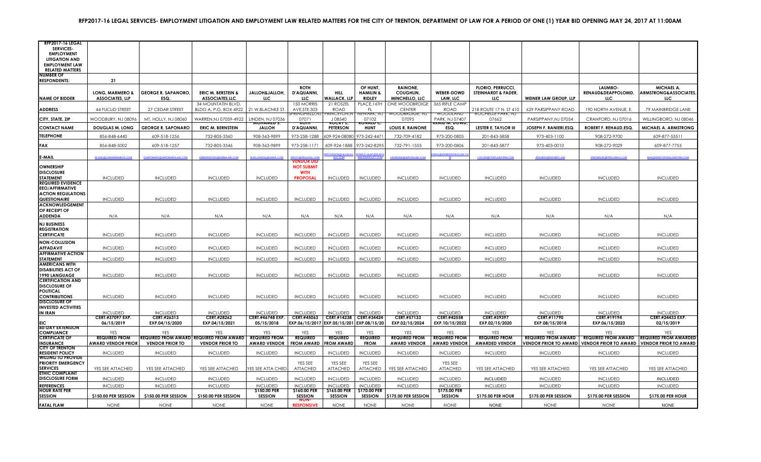# RFP2017-16 LEGAL SERVICES- EMPLOYMENT LITIGATION AND EMPLOYMENT LAW RELATED MATTERS FOR THE CITY OF TRENTON, DEPARTMENT OF LAW FOR A PERIOD OF ONE (1) YEAR BID OPENING MAY 24, 2017 AT 11:00AM

| RFP2017-16 LEGAL SERVICES- EMPLOYMENT LITIGATION AND EMPLOYMENT LAW RELATED MATTERS | | | | | | | | | | | | | |
|---|---|---|---|---|---|---|---|---|---|---|---|---|---|
| NUMBER OF RESPONDENTS: | 21 | | | | | | | | | | | | |
| NAME OF BIDDER | LONG, MARMERO & ASSOCIATES, LLP | GEORGE R. SAPANORO, ESQ. | ERIC M. BERSTEIN & ASSOCIATES,LLC | JALLOH&JALLOH, LLC | ROTH D'AQUANNI, LLC | HILL WALLACK, LLP | OF HUNT, HAMILN & RIDLEY | RAINONE, COUGHLIN, MINCHELLO, LLC | WEBER-DOWD LAW, LLC | FLORIO, PERRUCCI, STEINHARDT & FADER, LLC | WEINER LAW GROUP, LLP | LAUMBO-RENAUD&DEAPPOLOMD, LLC | MICHAEL A. ARMSTRONG&ASSOCIATES, LLC |
| ADDRESS | 44 EUCLID STREET | 27 CEDAR STREET | 34 MOUNTAIN BLVD, BLDG A, P.O. BOX 4922 | 21 W.BLACNKE ST. | 150 MORRIS AVE,STE.303 | 21 ROSZEL ROAD | PLACE,16TH FL | ONE WOODBRIDGE CENTER | 365 RIFLE CAMP ROAD | 218 ROUTE 17 N. ST 410 | 629 PARSIPPANY ROAD | 190 NORTH AVENUE, E. | 79 MAINBRIDGE LANE |
| CITY, STATE, ZIP | WOODBURY, NJ 08096 | MT. HOLLY, NJ 08060 | WARREN,NJ 07059-4922 | LINDEN, NJ 07036 | SPRINGFIELD,NJ 07071 | PRINCETON,N J 08540 | NEWARK, NJ 07102 | WOODBRIDGE, NJ 07095 | WOODLAND PARK, NJ 07407 | ROCHELLE PARK, NJ 07662 | PARSIPPANY,NJ 07054 | CRANFORD, NJ 07016 | WILLINGBORO, NJ 08046 |
| CONTACT NAME | DOUGLAS M. LONG | GEORGE R. SAPONARO | ERIC M. BERNSTEIN | MOHAMED S. JALLOH | ROTH D'AQUANNI, | ROCKY L. PETERSON | RONALD C. HUNT | LOUIS R. RAINONE | KRAID M. DOWD, ESQ. | LESTER E. TAYLOR III | JOSEPH F. RANIERI,ESQ. | ROBERT F. REHAUD,ESQ. | MICHAEL A. ARMSTRONG |
| TELEPHONE | 856-848-6440 | 609-518-1256 | 732-805-3360 | 908-363-9899 | 973-258-1288 | 609-924-08080 | 973-242-4471 | 732-709-4182 | 973-200-0805 | 201-843-5858 | 973-403-1100 | 908-272-9700 | 609-877-55511 |
| FAX | 856-848-5002 | 609-518-1257 | 732-805-3346 | 908-363-9899 | 973-258-1171 | 609-924-1888 | 973-242-8295 | 732-791-1555 | 973-200-0806 | 201-843-5877 | 973-403-0010 | 908-272-9029 | 609-877-7755 |
| E-MAIL | DLONG@LONGMARMERO.COM | GSAPONARO@SAPONAROLAW.COM | EMBERNSTEIN@EMBALAW.COM | MJALLOHESQ@GMAIL.COM | AROTH@RDLEGAL.COM | RPETERSON@HILLWALLACK.COM | RONALD.HUNT@HUNTHAMLINRIDLEY.COM | LRAINONE@NJRDMLAW.COM | KRAID@WEBERDOWDLAW.COM | LTAYLOR@FPSFLAWFIRM.COM | JRANIERI@WEINER.LAW | RRENAUD@PRDLAWNJ.COM | MAA@ARMSTRONGLAWFIRM.COM |
| OWNERSHIP DISCLOSURE STATEMENT | INCLUDED | INCLUDED | INCLUDED | INCLUDED | VENDOR DID NOT SUBMIT WITH PROPOSAL | INCLUDED | INCLUDED | INCLUDED | INCLUDED | INCLUDED | INCLUDED | INCLUDED | INCLUDED |
| REQUIRED EVIDENCE EEO/AFFIRMATIVE ACTION REGULATIONS QUESTIONAIRE | INCLUDED | INCLUDED | INCLUDED | INCLUDED | INCLUDED | INCLUDED | INCLUDED | INCLUDED | INCLUDED | INCLUDED | INCLUDED | INCLUDED | INCLUDED |
| ACKNOWLEDGEMENT OF RECEIPT OF ADDENDA | N/A | N/A | N/A | N/A | N/A | N/A | N/A | N/A | N/A | N/A | N/A | N/A | N/A |
| NJ BUSINESS REGISTRATION CERTIFICATE | INCLUDED | INCLUDED | INCLUDED | INCLUDED | INCLUDED | INCLUDED | INCLUDED | INCLUDED | INCLUDED | INCLUDED | INCLUDED | INCLUDED | INCLUDED |
| NON-COLLUSION AFFADAVIT | INCLUDED | INCLUDED | INCLUDED | INCLUDED | INCLUDED | INCLUDED | INCLUDED | INCLUDED | INCLUDED | INCLUDED | INCLUDED | INCLUDED | INCLUDED |
| AFFIRMATIVE ACTION STATEMENT | INCLUDED | INCLUDED | INCLUDED | INCLUDED | INCLUDED | INCLUDED | INCLUDED | INCLUDED | INCLUDED | INCLUDED | INCLUDED | INCLUDED | INCLUDED |
| AMERICANS WITH DISABILITIES ACT OF 1990 LANGUAGE | INCLUDED | INCLUDED | INCLUDED | INCLUDED | INCLUDED | INCLUDED | INCLUDED | INCLUDED | INCLUDED | INCLUDED | INCLUDED | INCLUDED | INCLUDED |
| CERTIFICATION AND DISCLOSURE OF POLITICAL CONTRIBUTIONS | INCLUDED | INCLUDED | INCLUDED | INCLUDED | INCLUDED | INCLUDED | INCLUDED | INCLUDED | INCLUDED | INCLUDED | INCLUDED | INCLUDED | INCLUDED |
| DISCLOSURE OF INVESTED ACTIVITIES IN IRAN | INCLUDED | INCLUDED | INCLUDED | INCLUDED | INCLUDED | INCLUDED | INCLUDED | INCLUDED | INCLUDED | INCLUDED | INCLUDED | INCLUDED | INCLUDED |
| EIC | CERT.#37097 EXP. 06/15/2019 | CERT.#26313 EXP.04/15/2020 | CERT.#28262 EXP.04/15/2021 | CERT.#46748 EXP. 05/15/2018 | CERT.#45063 EXP.06/15/2017 | CERT.#14238 EXP.05/15/201 | CERT.#34424 EXP.08/15/20 | CERT.#57133 EXP.02/15/2024 | CERT.#42558 EXP.10/15/2022 | CERT.#39397 EXP.02/15/2020 | CERT.#11790 EXP.08/15/2018 | CERT.#19194 EXP.06/15/2023 | CERT.#24433 EXP. 02/15/2019 |
| 60-DAY EXTENSION COMPLIANCE | YES | YES | YES | YES | YES | YES | YES | YES | YES | YES | YES | YES | YES |
| CERTIFICATE OF INSURANCE | REQUIRED FROM AWARD VENDOR PRIOR | REQUIRED FROM AWARD VENDOR PRIOR TO | REQUIRED FROM AWARD VENDOR PRIOR TO | REQUIRED FROM AWARD VENDOR | REQUIRED FROM AWARD | REQUIRED FROM AWARD | REQUIRED FROM | REQUIRED FROM AWARD VENDOR | REQUIRED FROM AWARD VENDOR | REQUIRED FROM AWARDED VENDOR | REQUIRED FROM AWARD VENDOR PRIOR TO AWARD | REQUIRED FROM AWARD VENDOR PRIOR TO AWARD | REQUIRED FROM AWARDED VENDOR PRIOR TO AWARD |
| CITY OF TRENTON RESIDENT POLICY | INCLUDED | INCLUDED | INCLUDED | INCLUDED | INCLUDED | INCLUDED | INCLUDED | INCLUDED | INCLUDED | INCLUDED | INCLUDED | INCLUDED | INCLUDED |
| WILLING TO PROVIDE PRIORITY EMERGENCY SERVICES | YES SEE ATTACHED | YES SEE ATTACHED | YES SEE ATTACHED | YES SEE ATTA CHED | YES SEE ATTACHED | YES SEE ATTACHED | YES SEE ATTACHED | YES SEE ATTACHED | YES SEE ATTACHED | YES SEE ATTACHED | YES SEE ATTACHED | YES SEE ATTACHED | YES SEE ATTACHED |
| ETHIC COMPLAINT DISCLOSURE FORM | INCLUDED | INCLUDED | INCLUDED | INCLUDED | INCLUDED | INCLUDED | INCLUDED | INCLUDED | INCLUDED | INCLUDED | INCLUDED | INCLUDED | INCLUDED |
| REFERENCES | INCLUDED | INCLUDED | INCLUDED | INCLUDED | INCLUDED | INCLUDED | INCLUDED | INCLUDED | INCLUDED | INCLUDED | INCLUDED | INCLUDED | INCLUDED |
| HOUR RATE PER SESSION | $150.00 PER SESSION | $150.00 PER SESSION | $150.00 PER SESSION | $150.00 PER SESSION | $160.00 PER SESSION | $165.00 PER SESSION | $170.00 PER SESSION | $175.00 PER SESSION | $175.00 PER SESSION | $175.00 PER HOUR | $175.00 PER SESSION | $175.00 PER SESSION | $175.00 PER HOUR |
| FATAL FLAW | NONE | NONE | NONE | NONE | NON-RESPONSIVE | NONE | NONE | NONE | NONE | NONE | NONE | NONE | NONE |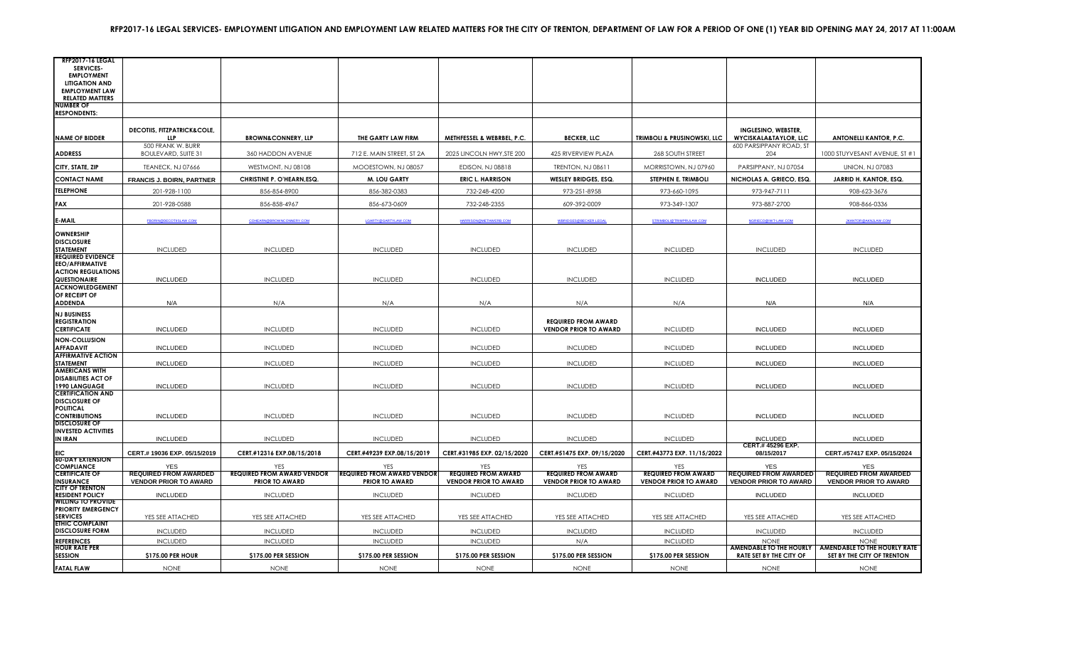# RFP2017-16 LEGAL SERVICES- EMPLOYMENT LITIGATION AND EMPLOYMENT LAW RELATED MATTERS FOR THE CITY OF TRENTON, DEPARTMENT OF LAW FOR A PERIOD OF ONE (1) YEAR BID OPENING MAY 24, 2017 AT 11:00AM

| RFP2017-16 LEGAL SERVICES- EMPLOYMENT LITIGATION AND EMPLOYMENT LAW RELATED MATTERS | | | | | | | | |
|---|---|---|---|---|---|---|---|---|
| NUMBER OF RESPONDENTS: | | | | | | | | |
| NAME OF BIDDER | DECOTIIS, FITZPATRICK&COLE, LLP | BROWN&CONNERY, LLP | THE GARTY LAW FIRM | METHFESSEL & WEBRBEL, P.C. | BECKER, LLC | TRIMBOLI & PRUSINOWSKI, LLC | INGLESINO, WEBSTER, WYCISKALA&TAYLOR, LLC | ANTONELLI KANTOR, P.C. |
| ADDRESS | 500 FRANK W. BURR BOULEVARD, SUITE 31 | 360 HADDON AVENUE | 712 E. MAIN STREET, ST 2A | 2025 LINCOLN HWY,STE 200 | 425 RIVERVIEW PLAZA | 268 SOUTH STREET | 600 PARSIPPANY ROAD, ST 204 | 1000 STUYVESANT AVENUE, ST #1 |
| CITY, STATE, ZIP | TEANECK, NJ 07666 | WESTMONT, NJ 08108 | MOOESTOWN, NJ 08057 | EDISON, NJ 08818 | TRENTON, NJ 08611 | MORRISTOWN, NJ 07960 | PARSIPPANY, NJ 07054 | UNION, NJ 07083 |
| CONTACT NAME | FRANCIS J. BOIRN, PARTNER | CHRISTINE P. O'HEARN,ESQ. | M. LOU GARTY | ERIC L. HARRISON | WESLEY BRIDGES, ESQ. | STEPHEN E. TRIMBOLI | NICHOLAS A. GRIECO, ESQ. | JARRID H. KANTOR, ESQ. |
| TELEPHONE | 201-928-1100 | 856-854-8900 | 856-382-0383 | 732-248-4200 | 973-251-8958 | 973-660-1095 | 973-947-7111 | 908-623-3676 |
| FAX | 201-928-0588 | 856-858-4967 | 856-673-0609 | 732-248-2355 | 609-392-0009 | 973-349-1307 | 973-887-2700 | 908-866-0336 |
| E-MAIL | FBOIRN@DECOTIISLAW.COM | COHEARN@BROWNCONNERY.COM | LGARTY@GARTYLAW.COM | HARRISON@METHWERB.COM | WBRIDGES@BECKER.LEGAL | STRIMBOLI@TRIMPRULAW.COM | NGRIECO@IWT-LAW.COM | JKANTOR@AKNJLAW.COM |
| OWNERSHIP DISCLOSURE STATEMENT | INCLUDED | INCLUDED | INCLUDED | INCLUDED | INCLUDED | INCLUDED | INCLUDED | INCLUDED |
| REQUIRED EVIDENCE EEO/AFFIRMATIVE ACTION REGULATIONS QUESTIONAIRE | INCLUDED | INCLUDED | INCLUDED | INCLUDED | INCLUDED | INCLUDED | INCLUDED | INCLUDED |
| ACKNOWLEDGEMENT OF RECEIPT OF ADDENDA | N/A | N/A | N/A | N/A | N/A | N/A | N/A | N/A |
| NJ BUSINESS REGISTRATION CERTIFICATE | INCLUDED | INCLUDED | INCLUDED | INCLUDED | REQUIRED FROM AWARD VENDOR PRIOR TO AWARD | INCLUDED | INCLUDED | INCLUDED |
| NON-COLLUSION AFFADAVIT | INCLUDED | INCLUDED | INCLUDED | INCLUDED | INCLUDED | INCLUDED | INCLUDED | INCLUDED |
| AFFIRMATIVE ACTION STATEMENT | INCLUDED | INCLUDED | INCLUDED | INCLUDED | INCLUDED | INCLUDED | INCLUDED | INCLUDED |
| AMERICANS WITH DISABILITIES ACT OF 1990 LANGUAGE | INCLUDED | INCLUDED | INCLUDED | INCLUDED | INCLUDED | INCLUDED | INCLUDED | INCLUDED |
| CERTIFICATION AND DISCLOSURE OF POLITICAL CONTRIBUTIONS | INCLUDED | INCLUDED | INCLUDED | INCLUDED | INCLUDED | INCLUDED | INCLUDED | INCLUDED |
| DISCLOSURE OF INVESTED ACTIVITIES IN IRAN | INCLUDED | INCLUDED | INCLUDED | INCLUDED | INCLUDED | INCLUDED | INCLUDED | INCLUDED |
| EIC | CERT.# 19036 EXP. 05/15/2019 | CERT.#12316 EXP.08/15/2018 | CERT.#49239 EXP.08/15/2019 | CERT.#31985 EXP. 02/15/2020 | CERT.#51475 EXP. 09/15/2020 | CERT.#43773 EXP. 11/15/2022 | CERT.# 45296 EXP. 08/15/2017 | CERT.#57417 EXP. 05/15/2024 |
| 60-DAY EXTENSION COMPLIANCE | YES | YES | YES | YES | YES | YES | YES | YES |
| CERTIFICATE OF INSURANCE | REQUIRED FROM AWARDED VENDOR PRIOR TO AWARD | REQUIRED FROM AWARD VENDOR PRIOR TO AWARD | REQUIRED FROM AWARD VENDOR PRIOR TO AWARD | REQUIRED FROM AWARD VENDOR PRIOR TO AWARD | REQUIRED FROM AWARD VENDOR PRIOR TO AWARD | REQUIRED FROM AWARD VENDOR PRIOR TO AWARD | REQUIRED FROM AWARDED VENDOR PRIOR TO AWARD | REQUIRED FROM AWARDED VENDOR PRIOR TO AWARD |
| CITY OF TRENTON RESIDENT POLICY | INCLUDED | INCLUDED | INCLUDED | INCLUDED | INCLUDED | INCLUDED | INCLUDED | INCLUDED |
| WILLING TO PROVIDE PRIORITY EMERGENCY SERVICES | YES SEE ATTACHED | YES SEE ATTACHED | YES SEE ATTACHED | YES SEE ATTACHED | YES SEE ATTACHED | YES SEE ATTACHED | YES SEE ATTACHED | YES SEE ATTACHED |
| ETHIC COMPLAINT DISCLOSURE FORM | INCLUDED | INCLUDED | INCLUDED | INCLUDED | INCLUDED | INCLUDED | INCLUDED | INCLUDED |
| REFERENCES | INCLUDED | INCLUDED | INCLUDED | INCLUDED | N/A | INCLUDED | NONE | NONE |
| HOUR RATE PER SESSION | $175.00 PER HOUR | $175.00 PER SESSION | $175.00 PER SESSION | $175.00 PER SESSION | $175.00 PER SESSION | $175.00 PER SESSION | AMENDABLE TO THE HOURLY RATE SET BY THE CITY OF | AMENDABLE TO THE HOURLY RATE SET BY THE CITY OF TRENTON |
| FATAL FLAW | NONE | NONE | NONE | NONE | NONE | NONE | NONE | NONE |